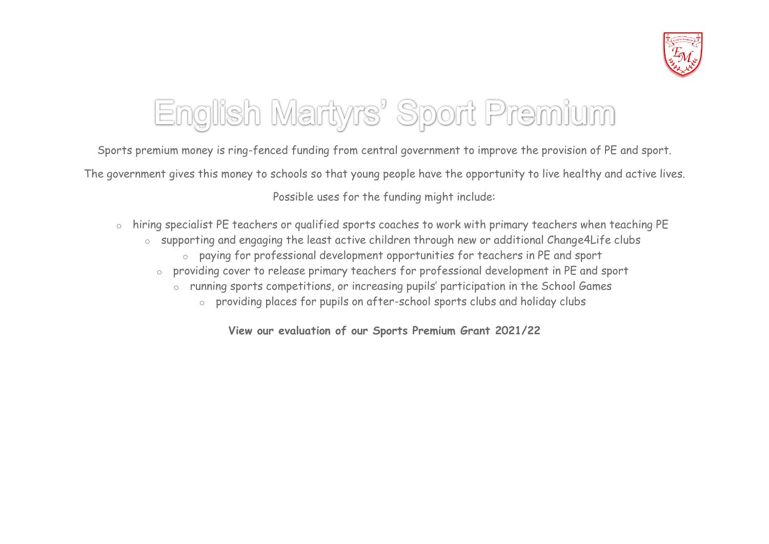# English Martyrs' Sport Premium

Sports premium money is ring-fenced funding from central government to improve the provision of PE and sport.

The government gives this money to schools so that young people have the opportunity to live healthy and active lives.

Possible uses for the funding might include:

- hiring specialist PE teachers or qualified sports coaches to work with primary teachers when teaching PE
- supporting and engaging the least active children through new or additional Change4Life clubs
- paying for professional development opportunities for teachers in PE and sport
- providing cover to release primary teachers for professional development in PE and sport
- running sports competitions, or increasing pupils' participation in the School Games
- providing places for pupils on after-school sports clubs and holiday clubs

**View our evaluation of our Sports Premium Grant 2021/22**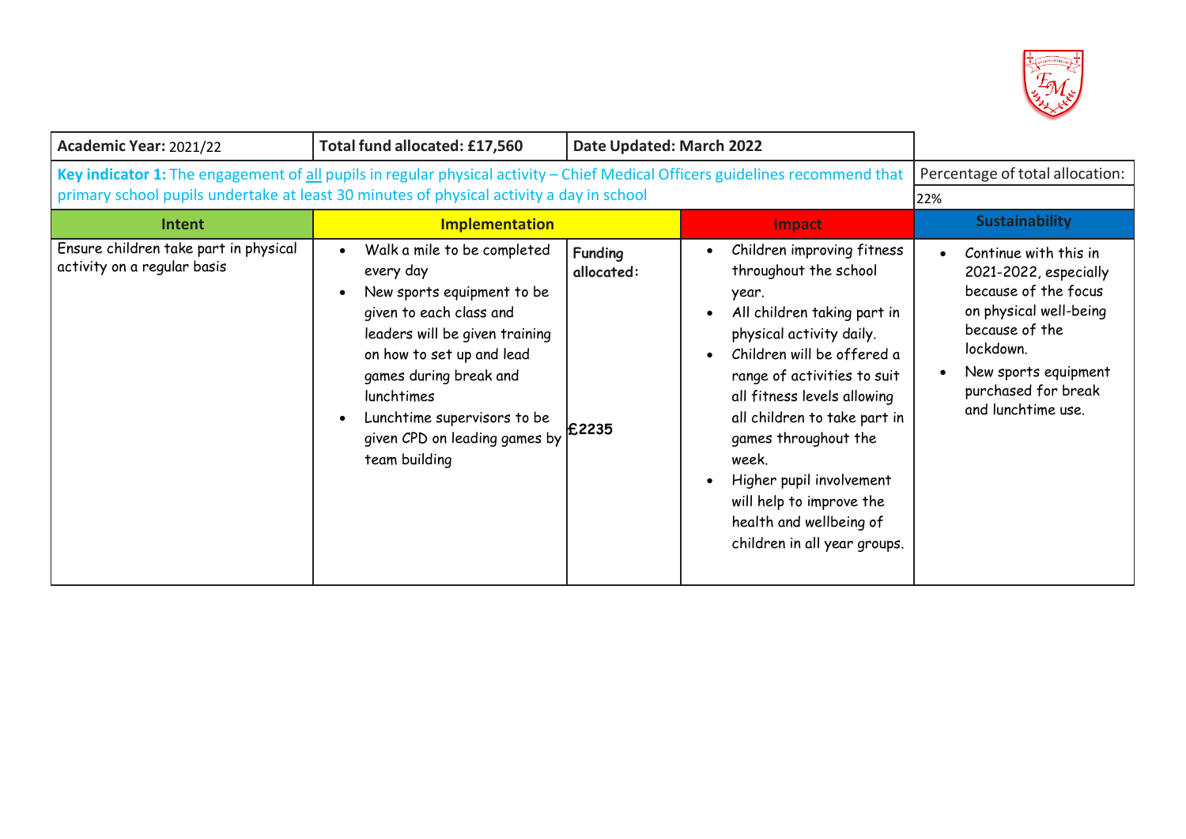| **Academic Year:** 2021/22 | **Total fund allocated: £17,560** | **Date Updated: March 2022** | | |
|---|---|---|---|---|
| **Key indicator 1:** The engagement of all pupils in regular physical activity – Chief Medical Officers guidelines recommend that primary school pupils undertake at least 30 minutes of physical activity a day in school | | | | Percentage of total allocation: 22% |
| **Intent** | **Implementation** | | **Impact** | **Sustainability** |
| Ensure children take part in physical activity on a regular basis | • Walk a mile to be completed every day<br>• New sports equipment to be given to each class and leaders will be given training on how to set up and lead games during break and lunchtimes<br>• Lunchtime supervisors to be given CPD on leading games by team building | **Funding allocated:**<br><br>**£2235** | • Children improving fitness throughout the school year.<br>• All children taking part in physical activity daily.<br>• Children will be offered a range of activities to suit all fitness levels allowing all children to take part in games throughout the week.<br>• Higher pupil involvement will help to improve the health and wellbeing of children in all year groups. | • Continue with this in 2021-2022, especially because of the focus on physical well-being because of the lockdown.<br>• New sports equipment purchased for break and lunchtime use. |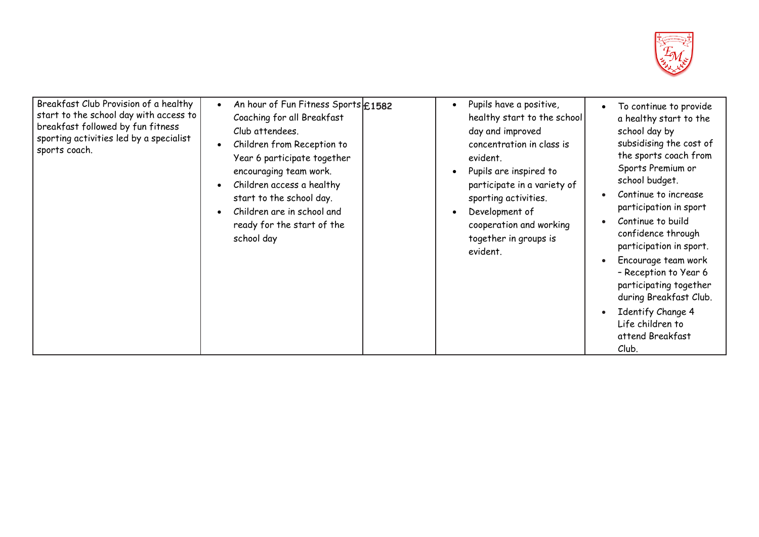| | | | | |
|---|---|---|---|---|
| Breakfast Club Provision of a healthy start to the school day with access to breakfast followed by fun fitness sporting activities led by a specialist sports coach. | • An hour of Fun Fitness Sports Coaching for all Breakfast Club attendees.<br>• Children from Reception to Year 6 participate together encouraging team work.<br>• Children access a healthy start to the school day.<br>• Children are in school and ready for the start of the school day | **£1582** | • Pupils have a positive, healthy start to the school day and improved concentration in class is evident.<br>• Pupils are inspired to participate in a variety of sporting activities.<br>• Development of cooperation and working together in groups is evident. | • To continue to provide a healthy start to the school day by subsidising the cost of the sports coach from Sports Premium or school budget.<br>• Continue to increase participation in sport<br>• Continue to build confidence through participation in sport.<br>• Encourage team work – Reception to Year 6 participating together during Breakfast Club.<br>• Identify Change 4 Life children to attend Breakfast Club. |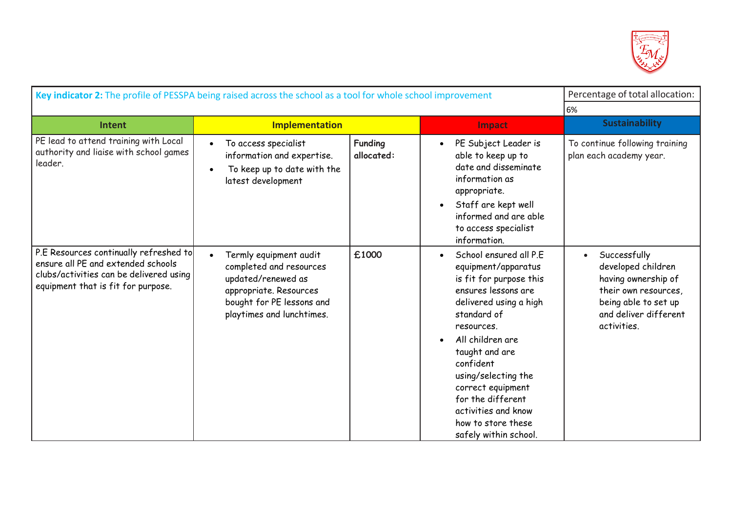| **Key indicator 2:** The profile of PESSPA being raised across the school as a tool for whole school improvement | | | | Percentage of total allocation: 6% |
|---|---|---|---|---|
| **Intent** | **Implementation** | | **Impact** | **Sustainability** |
| PE lead to attend training with Local authority and liaise with school games leader. | • To access specialist information and expertise.<br>• To keep up to date with the latest development | **Funding allocated:** | • PE Subject Leader is able to keep up to date and disseminate information as appropriate.<br>• Staff are kept well informed and are able to access specialist information. | To continue following training plan each academy year. |
| P.E Resources continually refreshed to ensure all PE and extended schools clubs/activities can be delivered using equipment that is fit for purpose. | • Termly equipment audit completed and resources updated/renewed as appropriate. Resources bought for PE lessons and playtimes and lunchtimes. | **£1000** | • School ensured all P.E equipment/apparatus is fit for purpose this ensures lessons are delivered using a high standard of resources.<br>• All children are taught and are confident using/selecting the correct equipment for the different activities and know how to store these safely within school. | • Successfully developed children having ownership of their own resources, being able to set up and deliver different activities. |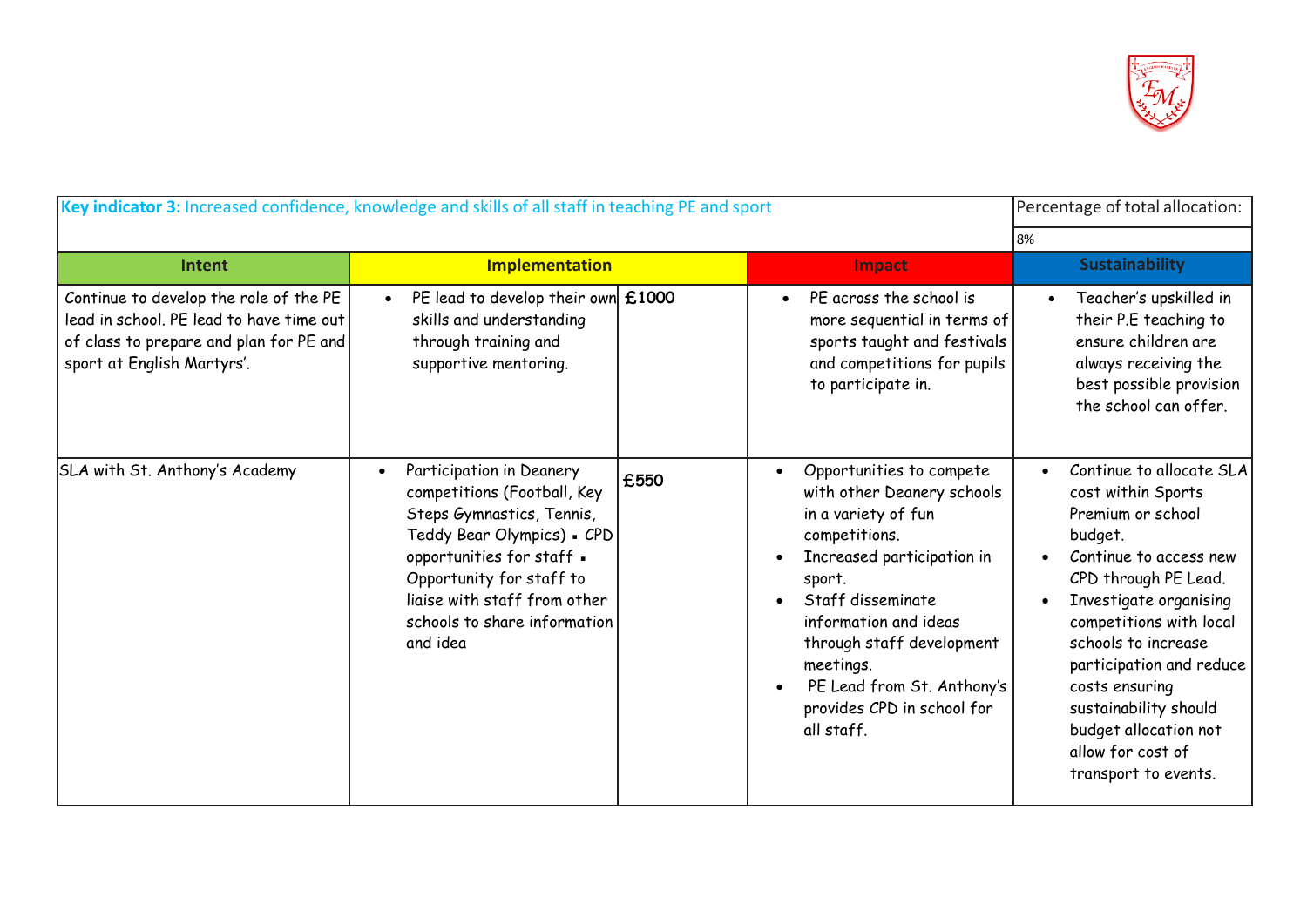| Key indicator 3: Increased confidence, knowledge and skills of all staff in teaching PE and sport | | | | Percentage of total allocation: |
|---|---|---|---|---|
| | | | | 8% |
| **Intent** | **Implementation** | | **Impact** | **Sustainability** |
| Continue to develop the role of the PE lead in school. PE lead to have time out of class to prepare and plan for PE and sport at English Martyrs'. | • PE lead to develop their own skills and understanding through training and supportive mentoring. | £1000 | • PE across the school is more sequential in terms of sports taught and festivals and competitions for pupils to participate in. | • Teacher's upskilled in their P.E teaching to ensure children are always receiving the best possible provision the school can offer. |
| SLA with St. Anthony's Academy | • Participation in Deanery competitions (Football, Key Steps Gymnastics, Tennis, Teddy Bear Olympics) ▪ CPD opportunities for staff ▪ Opportunity for staff to liaise with staff from other schools to share information and idea | £550 | • Opportunities to compete with other Deanery schools in a variety of fun competitions. • Increased participation in sport. • Staff disseminate information and ideas through staff development meetings. • PE Lead from St. Anthony's provides CPD in school for all staff. | • Continue to allocate SLA cost within Sports Premium or school budget. • Continue to access new CPD through PE Lead. • Investigate organising competitions with local schools to increase participation and reduce costs ensuring sustainability should budget allocation not allow for cost of transport to events. |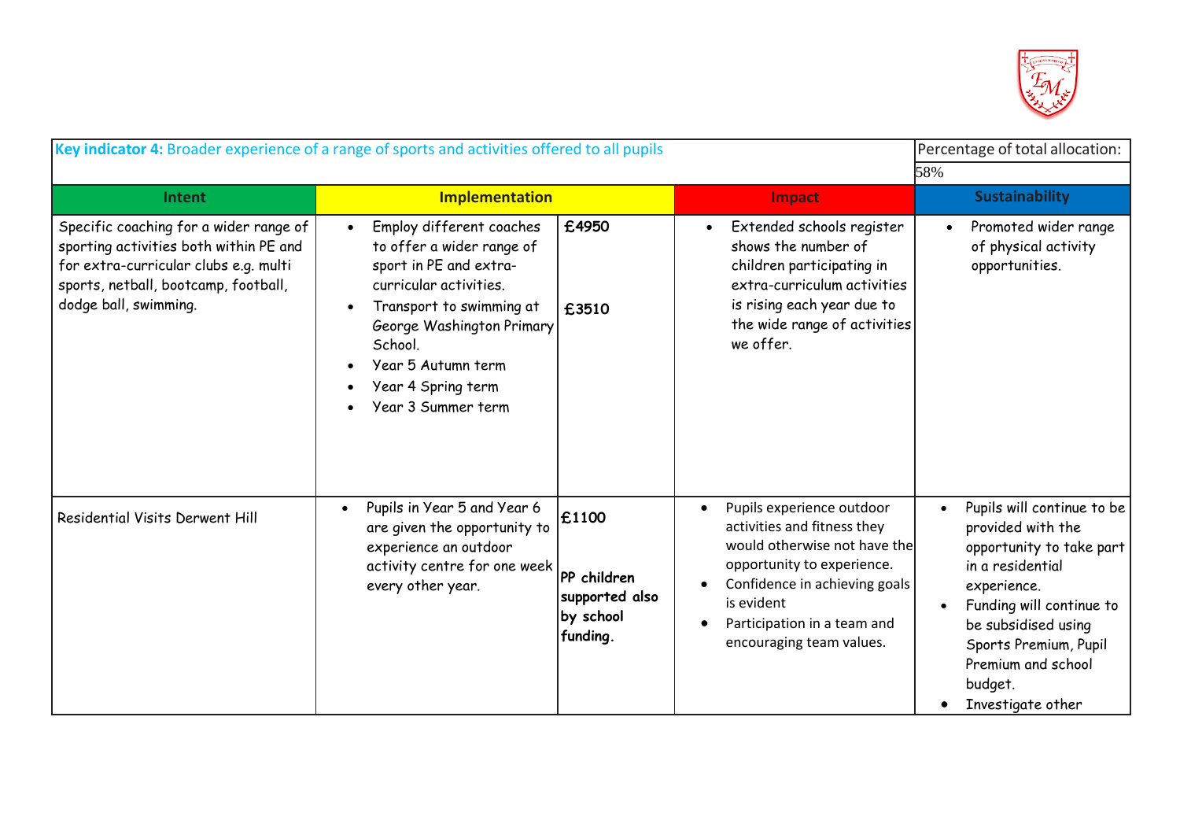| **Key indicator 4:** Broader experience of a range of sports and activities offered to all pupils | | | | Percentage of total allocation: |
|---|---|---|---|---|
| | | | | 58% |
| **Intent** | **Implementation** | | **Impact** | **Sustainability** |
| Specific coaching for a wider range of sporting activities both within PE and for extra-curricular clubs e.g. multi sports, netball, bootcamp, football, dodge ball, swimming. | • Employ different coaches to offer a wider range of sport in PE and extra-curricular activities.<br>• Transport to swimming at George Washington Primary School.<br>• Year 5 Autumn term<br>• Year 4 Spring term<br>• Year 3 Summer term | **£4950**<br><br>**£3510** | • Extended schools register shows the number of children participating in extra-curriculum activities is rising each year due to the wide range of activities we offer. | • Promoted wider range of physical activity opportunities. |
| Residential Visits Derwent Hill | • Pupils in Year 5 and Year 6 are given the opportunity to experience an outdoor activity centre for one week every other year. | **£1100**<br><br>**PP children supported also by school funding.** | • Pupils experience outdoor activities and fitness they would otherwise not have the opportunity to experience.<br>• Confidence in achieving goals is evident<br>• Participation in a team and encouraging team values. | • Pupils will continue to be provided with the opportunity to take part in a residential experience.<br>• Funding will continue to be subsidised using Sports Premium, Pupil Premium and school budget.<br>• Investigate other |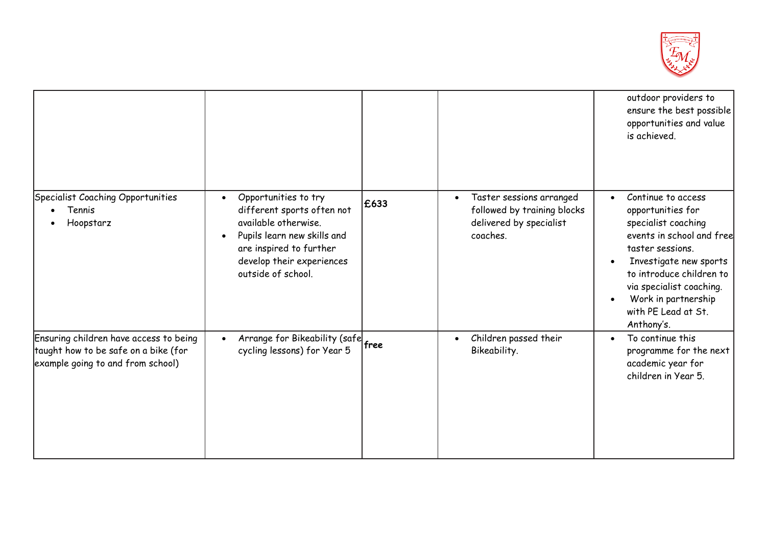| | | | | |
|---|---|---|---|---|
| | | | | outdoor providers to ensure the best possible opportunities and value is achieved. |
| Specialist Coaching Opportunities<br>• Tennis<br>• Hoopstarz | • Opportunities to try different sports often not available otherwise.<br>• Pupils learn new skills and are inspired to further develop their experiences outside of school. | **£633** | • Taster sessions arranged followed by training blocks delivered by specialist coaches. | • Continue to access opportunities for specialist coaching events in school and free taster sessions.<br>• Investigate new sports to introduce children to via specialist coaching.<br>• Work in partnership with PE Lead at St. Anthony's. |
| Ensuring children have access to being taught how to be safe on a bike (for example going to and from school) | • Arrange for Bikeability (safe cycling lessons) for Year 5 | **free** | • Children passed their Bikeability. | • To continue this programme for the next academic year for children in Year 5. |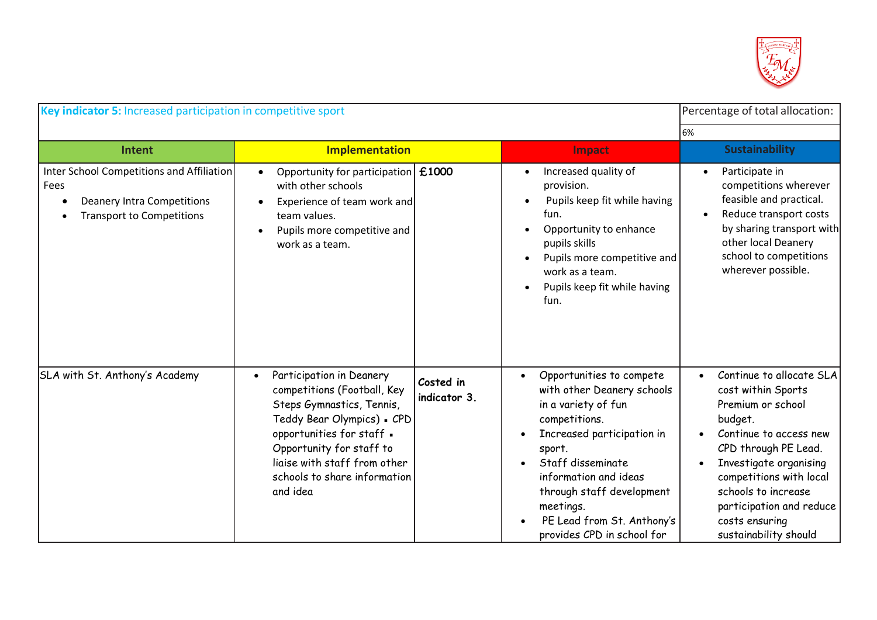| **Key indicator 5:** Increased participation in competitive sport | | | | Percentage of total allocation: |
|---|---|---|---|---|
| | | | | 6% |
| **Intent** | **Implementation** | | **Impact** | **Sustainability** |
| Inter School Competitions and Affiliation Fees<br>• Deanery Intra Competitions<br>• Transport to Competitions | • Opportunity for participation with other schools<br>• Experience of team work and team values.<br>• Pupils more competitive and work as a team. | **£1000** | • Increased quality of provision.<br>• Pupils keep fit while having fun.<br>• Opportunity to enhance pupils skills<br>• Pupils more competitive and work as a team.<br>• Pupils keep fit while having fun. | • Participate in competitions wherever feasible and practical.<br>• Reduce transport costs by sharing transport with other local Deanery school to competitions wherever possible. |
| SLA with St. Anthony's Academy | • Participation in Deanery competitions (Football, Key Steps Gymnastics, Tennis, Teddy Bear Olympics) ▪ CPD opportunities for staff ▪ Opportunity for staff to liaise with staff from other schools to share information and idea | **Costed in indicator 3.** | • Opportunities to compete with other Deanery schools in a variety of fun competitions.<br>• Increased participation in sport.<br>• Staff disseminate information and ideas through staff development meetings.<br>• PE Lead from St. Anthony's provides CPD in school for | • Continue to allocate SLA cost within Sports Premium or school budget.<br>• Continue to access new CPD through PE Lead.<br>• Investigate organising competitions with local schools to increase participation and reduce costs ensuring sustainability should |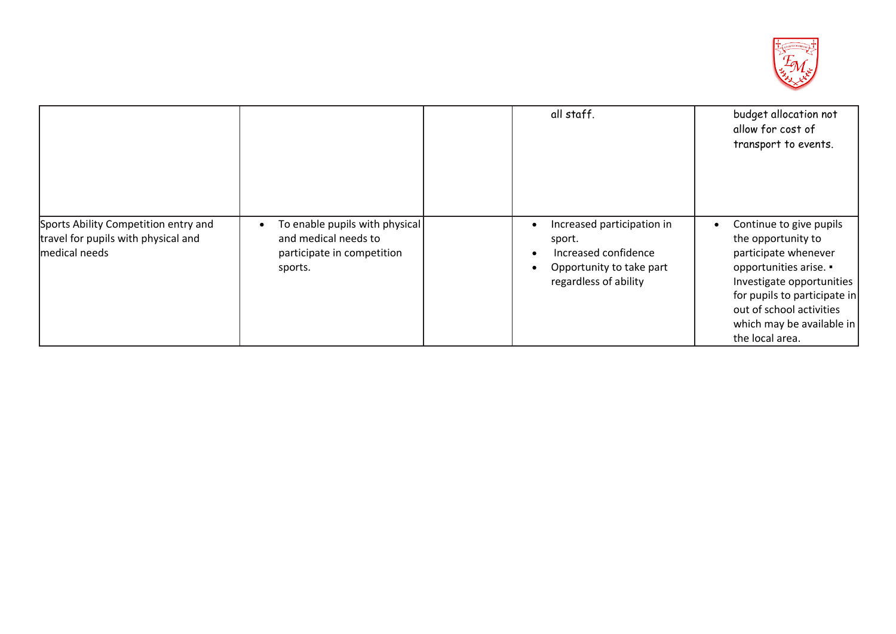| | | | | |
|---|---|---|---|---|
| | | | all staff. | budget allocation not allow for cost of transport to events. |
| Sports Ability Competition entry and travel for pupils with physical and medical needs | • To enable pupils with physical and medical needs to participate in competition sports. | | • Increased participation in sport.<br>• Increased confidence<br>• Opportunity to take part regardless of ability | • Continue to give pupils the opportunity to participate whenever opportunities arise. ▪ Investigate opportunities for pupils to participate in out of school activities which may be available in the local area. |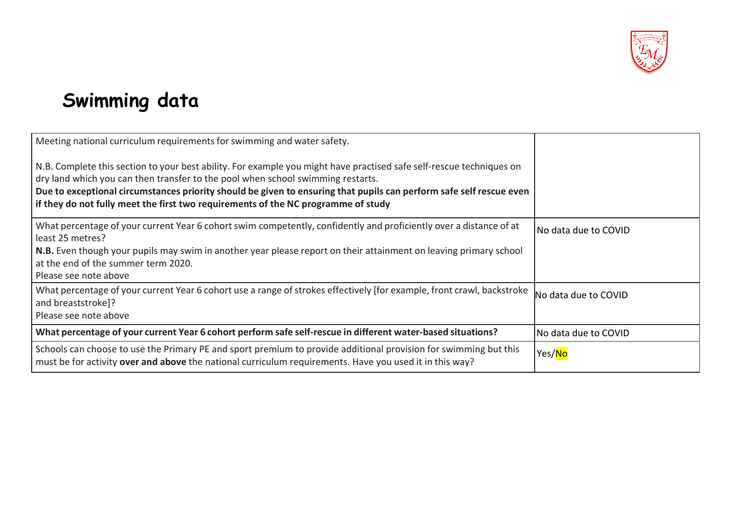# Swimming data

| | |
|---|---|
| Meeting national curriculum requirements for swimming and water safety.<br><br>N.B. Complete this section to your best ability. For example you might have practised safe self-rescue techniques on dry land which you can then transfer to the pool when school swimming restarts.<br>**Due to exceptional circumstances priority should be given to ensuring that pupils can perform safe self rescue even if they do not fully meet the first two requirements of the NC programme of study** | |
| What percentage of your current Year 6 cohort swim competently, confidently and proficiently over a distance of at least 25 metres?<br>**N.B.** Even though your pupils may swim in another year please report on their attainment on leaving primary school at the end of the summer term 2020.<br>Please see note above | No data due to COVID |
| What percentage of your current Year 6 cohort use a range of strokes effectively [for example, front crawl, backstroke and breaststroke]?<br>Please see note above | No data due to COVID |
| **What percentage of your current Year 6 cohort perform safe self-rescue in different water-based situations?** | No data due to COVID |
| Schools can choose to use the Primary PE and sport premium to provide additional provision for swimming but this must be for activity **over and above** the national curriculum requirements. Have you used it in this way? | Yes/No |